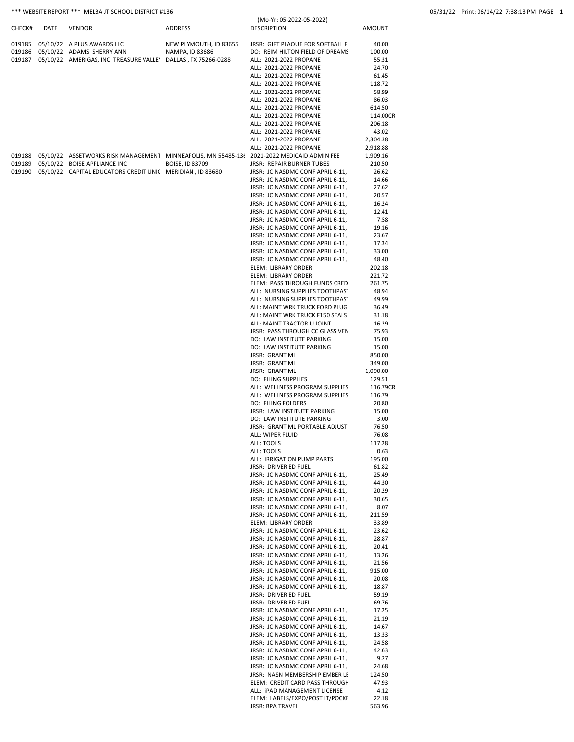\*\*\* WEBSITE REPORT \*\*\* MELBA JT SCHOOL DISTRICT #136

05/31/22 Print: 06/14/22 7:38:13 PM PAGE 1

(Mo-Yr: 05-2022-05-2022)

| CHECK# | DATE | VENDOR | ADDRESS | DESCRIPTION | AMOUNT |
|---|---|---|---|---|---|
| 019185 | 05/10/22 | A PLUS AWARDS LLC | NEW PLYMOUTH, ID 83655 | JRSR: GIFT PLAQUE FOR SOFTBALL F | 40.00 |
| 019186 | 05/10/22 | ADAMS SHERRY ANN | NAMPA, ID 83686 | DO: REIM HILTON FIELD OF DREAMS | 100.00 |
| 019187 | 05/10/22 | AMERIGAS, INC TREASURE VALLEY | DALLAS , TX 75266-0288 | ALL: 2021-2022 PROPANE | 55.31 |
| | | | | ALL: 2021-2022 PROPANE | 24.70 |
| | | | | ALL: 2021-2022 PROPANE | 61.45 |
| | | | | ALL: 2021-2022 PROPANE | 118.72 |
| | | | | ALL: 2021-2022 PROPANE | 58.99 |
| | | | | ALL: 2021-2022 PROPANE | 86.03 |
| | | | | ALL: 2021-2022 PROPANE | 614.50 |
| | | | | ALL: 2021-2022 PROPANE | 114.00CR |
| | | | | ALL: 2021-2022 PROPANE | 206.18 |
| | | | | ALL: 2021-2022 PROPANE | 43.02 |
| | | | | ALL: 2021-2022 PROPANE | 2,304.38 |
| | | | | ALL: 2021-2022 PROPANE | 2,918.88 |
| 019188 | 05/10/22 | ASSETWORKS RISK MANAGEMENT | MINNEAPOLIS, MN 55485-136 | 2021-2022 MEDICAID ADMIN FEE | 1,909.16 |
| 019189 | 05/10/22 | BOISE APPLIANCE INC | BOISE, ID 83709 | JRSR: REPAIR BURNER TUBES | 210.50 |
| 019190 | 05/10/22 | CAPITAL EDUCATORS CREDIT UNIO | MERIDIAN , ID 83680 | JRSR: JC NASDMC CONF APRIL 6-11, | 26.62 |
| | | | | JRSR: JC NASDMC CONF APRIL 6-11, | 14.66 |
| | | | | JRSR: JC NASDMC CONF APRIL 6-11, | 27.62 |
| | | | | JRSR: JC NASDMC CONF APRIL 6-11, | 20.57 |
| | | | | JRSR: JC NASDMC CONF APRIL 6-11, | 16.24 |
| | | | | JRSR: JC NASDMC CONF APRIL 6-11, | 12.41 |
| | | | | JRSR: JC NASDMC CONF APRIL 6-11, | 7.58 |
| | | | | JRSR: JC NASDMC CONF APRIL 6-11, | 19.16 |
| | | | | JRSR: JC NASDMC CONF APRIL 6-11, | 23.67 |
| | | | | JRSR: JC NASDMC CONF APRIL 6-11, | 17.34 |
| | | | | JRSR: JC NASDMC CONF APRIL 6-11, | 33.00 |
| | | | | JRSR: JC NASDMC CONF APRIL 6-11, | 48.40 |
| | | | | ELEM: LIBRARY ORDER | 202.18 |
| | | | | ELEM: LIBRARY ORDER | 221.72 |
| | | | | ELEM: PASS THROUGH FUNDS CRED | 261.75 |
| | | | | ALL: NURSING SUPPLIES TOOTHPAST | 48.94 |
| | | | | ALL: NURSING SUPPLIES TOOTHPAST | 49.99 |
| | | | | ALL: MAINT WRK TRUCK FORD PLUG | 36.49 |
| | | | | ALL: MAINT WRK TRUCK F150 SEALS | 31.18 |
| | | | | ALL: MAINT TRACTOR U JOINT | 16.29 |
| | | | | JRSR: PASS THROUGH CC GLASS VEN | 75.93 |
| | | | | DO: LAW INSTITUTE PARKING | 15.00 |
| | | | | DO: LAW INSTITUTE PARKING | 15.00 |
| | | | | JRSR: GRANT ML | 850.00 |
| | | | | JRSR: GRANT ML | 349.00 |
| | | | | JRSR: GRANT ML | 1,090.00 |
| | | | | DO: FILING SUPPLIES | 129.51 |
| | | | | ALL: WELLNESS PROGRAM SUPPLIES | 116.79CR |
| | | | | ALL: WELLNESS PROGRAM SUPPLIES | 116.79 |
| | | | | DO: FILING FOLDERS | 20.80 |
| | | | | JRSR: LAW INSTITUTE PARKING | 15.00 |
| | | | | DO: LAW INSTITUTE PARKING | 3.00 |
| | | | | JRSR: GRANT ML PORTABLE ADJUST | 76.50 |
| | | | | ALL: WIPER FLUID | 76.08 |
| | | | | ALL: TOOLS | 117.28 |
| | | | | ALL: TOOLS | 0.63 |
| | | | | ALL: IRRIGATION PUMP PARTS | 195.00 |
| | | | | JRSR: DRIVER ED FUEL | 61.82 |
| | | | | JRSR: JC NASDMC CONF APRIL 6-11, | 25.49 |
| | | | | JRSR: JC NASDMC CONF APRIL 6-11, | 44.30 |
| | | | | JRSR: JC NASDMC CONF APRIL 6-11, | 20.29 |
| | | | | JRSR: JC NASDMC CONF APRIL 6-11, | 30.65 |
| | | | | JRSR: JC NASDMC CONF APRIL 6-11, | 8.07 |
| | | | | JRSR: JC NASDMC CONF APRIL 6-11, | 211.59 |
| | | | | ELEM: LIBRARY ORDER | 33.89 |
| | | | | JRSR: JC NASDMC CONF APRIL 6-11, | 23.62 |
| | | | | JRSR: JC NASDMC CONF APRIL 6-11, | 28.87 |
| | | | | JRSR: JC NASDMC CONF APRIL 6-11, | 20.41 |
| | | | | JRSR: JC NASDMC CONF APRIL 6-11, | 13.26 |
| | | | | JRSR: JC NASDMC CONF APRIL 6-11, | 21.56 |
| | | | | JRSR: JC NASDMC CONF APRIL 6-11, | 915.00 |
| | | | | JRSR: JC NASDMC CONF APRIL 6-11, | 20.08 |
| | | | | JRSR: JC NASDMC CONF APRIL 6-11, | 18.87 |
| | | | | JRSR: DRIVER ED FUEL | 59.19 |
| | | | | JRSR: DRIVER ED FUEL | 69.76 |
| | | | | JRSR: JC NASDMC CONF APRIL 6-11, | 17.25 |
| | | | | JRSR: JC NASDMC CONF APRIL 6-11, | 21.19 |
| | | | | JRSR: JC NASDMC CONF APRIL 6-11, | 14.67 |
| | | | | JRSR: JC NASDMC CONF APRIL 6-11, | 13.33 |
| | | | | JRSR: JC NASDMC CONF APRIL 6-11, | 24.58 |
| | | | | JRSR: JC NASDMC CONF APRIL 6-11, | 42.63 |
| | | | | JRSR: JC NASDMC CONF APRIL 6-11, | 9.27 |
| | | | | JRSR: JC NASDMC CONF APRIL 6-11, | 24.68 |
| | | | | JRSR: NASN MEMBERSHIP EMBER LE | 124.50 |
| | | | | ELEM: CREDIT CARD PASS THROUGH | 47.93 |
| | | | | ALL: iPAD MANAGEMENT LICENSE | 4.12 |
| | | | | ELEM: LABELS/EXPO/POST IT/POCKE | 22.18 |
| | | | | JRSR: BPA TRAVEL | 563.96 |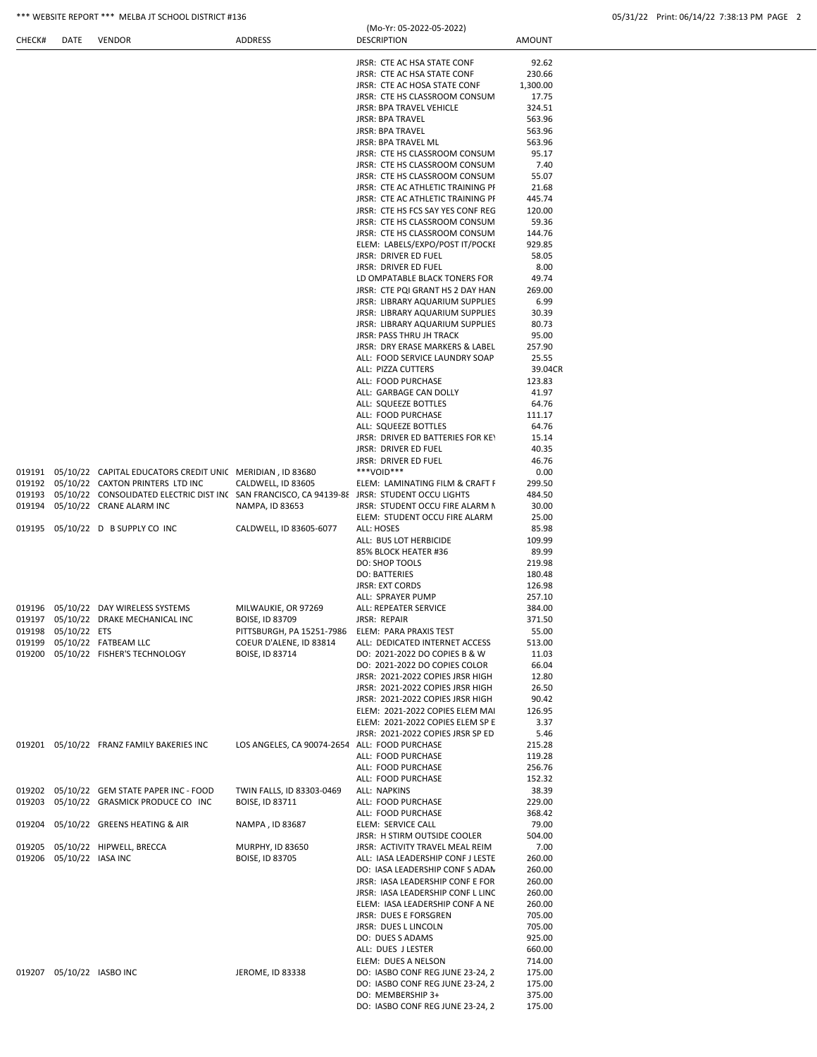\*\*\* WEBSITE REPORT \*\*\* MELBA JT SCHOOL DISTRICT #136 (Mo-Yr: 05-2022-05-2022) 05/31/22 Print: 06/14/22 7:38:13 PM PAGE 2

| CHECK# | DATE | VENDOR | ADDRESS | DESCRIPTION | AMOUNT |
|---|---|---|---|---|---|
| | | | | JRSR: CTE AC HSA STATE CONF | 92.62 |
| | | | | JRSR: CTE AC HSA STATE CONF | 230.66 |
| | | | | JRSR: CTE AC HOSA STATE CONF | 1,300.00 |
| | | | | JRSR: CTE HS CLASSROOM CONSUM | 17.75 |
| | | | | JRSR: BPA TRAVEL VEHICLE | 324.51 |
| | | | | JRSR: BPA TRAVEL | 563.96 |
| | | | | JRSR: BPA TRAVEL | 563.96 |
| | | | | JRSR: BPA TRAVEL ML | 563.96 |
| | | | | JRSR: CTE HS CLASSROOM CONSUM | 95.17 |
| | | | | JRSR: CTE HS CLASSROOM CONSUM | 7.40 |
| | | | | JRSR: CTE HS CLASSROOM CONSUM | 55.07 |
| | | | | JRSR: CTE AC ATHLETIC TRAINING PI | 21.68 |
| | | | | JRSR: CTE AC ATHLETIC TRAINING PI | 445.74 |
| | | | | JRSR: CTE HS FCS SAY YES CONF REG | 120.00 |
| | | | | JRSR: CTE HS CLASSROOM CONSUM | 59.36 |
| | | | | JRSR: CTE HS CLASSROOM CONSUM | 144.76 |
| | | | | ELEM: LABELS/EXPO/POST IT/POCKE | 929.85 |
| | | | | JRSR: DRIVER ED FUEL | 58.05 |
| | | | | JRSR: DRIVER ED FUEL | 8.00 |
| | | | | LD OMPATABLE BLACK TONERS FOR | 49.74 |
| | | | | JRSR: CTE PQI GRANT HS 2 DAY HAN | 269.00 |
| | | | | JRSR: LIBRARY AQUARIUM SUPPLIES | 6.99 |
| | | | | JRSR: LIBRARY AQUARIUM SUPPLIES | 30.39 |
| | | | | JRSR: LIBRARY AQUARIUM SUPPLIES | 80.73 |
| | | | | JRSR: PASS THRU JH TRACK | 95.00 |
| | | | | JRSR: DRY ERASE MARKERS & LABEL | 257.90 |
| | | | | ALL: FOOD SERVICE LAUNDRY SOAP | 25.55 |
| | | | | ALL: PIZZA CUTTERS | 39.04CR |
| | | | | ALL: FOOD PURCHASE | 123.83 |
| | | | | ALL: GARBAGE CAN DOLLY | 41.97 |
| | | | | ALL: SQUEEZE BOTTLES | 64.76 |
| | | | | ALL: FOOD PURCHASE | 111.17 |
| | | | | ALL: SQUEEZE BOTTLES | 64.76 |
| | | | | JRSR: DRIVER ED BATTERIES FOR KEY | 15.14 |
| | | | | JRSR: DRIVER ED FUEL | 40.35 |
| | | | | JRSR: DRIVER ED FUEL | 46.76 |
| 019191 | 05/10/22 | CAPITAL EDUCATORS CREDIT UNIC | MERIDIAN , ID 83680 | \*\*\*VOID\*\*\* | 0.00 |
| 019192 | 05/10/22 | CAXTON PRINTERS LTD INC | CALDWELL, ID 83605 | ELEM: LAMINATING FILM & CRAFT F | 299.50 |
| 019193 | 05/10/22 | CONSOLIDATED ELECTRIC DIST INC | SAN FRANCISCO, CA 94139-88 | JRSR: STUDENT OCCU LIGHTS | 484.50 |
| 019194 | 05/10/22 | CRANE ALARM INC | NAMPA, ID 83653 | JRSR: STUDENT OCCU FIRE ALARM N | 30.00 |
| | | | | ELEM: STUDENT OCCU FIRE ALARM | 25.00 |
| 019195 | 05/10/22 | D B SUPPLY CO INC | CALDWELL, ID 83605-6077 | ALL: HOSES | 85.98 |
| | | | | ALL: BUS LOT HERBICIDE | 109.99 |
| | | | | 85% BLOCK HEATER #36 | 89.99 |
| | | | | DO: SHOP TOOLS | 219.98 |
| | | | | DO: BATTERIES | 180.48 |
| | | | | JRSR: EXT CORDS | 126.98 |
| | | | | ALL: SPRAYER PUMP | 257.10 |
| 019196 | 05/10/22 | DAY WIRELESS SYSTEMS | MILWAUKIE, OR 97269 | ALL: REPEATER SERVICE | 384.00 |
| 019197 | 05/10/22 | DRAKE MECHANICAL INC | BOISE, ID 83709 | JRSR: REPAIR | 371.50 |
| 019198 | 05/10/22 | ETS | PITTSBURGH, PA 15251-7986 | ELEM: PARA PRAXIS TEST | 55.00 |
| 019199 | 05/10/22 | FATBEAM LLC | COEUR D'ALENE, ID 83814 | ALL: DEDICATED INTERNET ACCESS | 513.00 |
| 019200 | 05/10/22 | FISHER'S TECHNOLOGY | BOISE, ID 83714 | DO: 2021-2022 DO COPIES B & W | 11.03 |
| | | | | DO: 2021-2022 DO COPIES COLOR | 66.04 |
| | | | | JRSR: 2021-2022 COPIES JRSR HIGH | 12.80 |
| | | | | JRSR: 2021-2022 COPIES JRSR HIGH | 26.50 |
| | | | | JRSR: 2021-2022 COPIES JRSR HIGH | 90.42 |
| | | | | ELEM: 2021-2022 COPIES ELEM MAI | 126.95 |
| | | | | ELEM: 2021-2022 COPIES ELEM SP E | 3.37 |
| | | | | JRSR: 2021-2022 COPIES JRSR SP ED | 5.46 |
| 019201 | 05/10/22 | FRANZ FAMILY BAKERIES INC | LOS ANGELES, CA 90074-2654 | ALL: FOOD PURCHASE | 215.28 |
| | | | | ALL: FOOD PURCHASE | 119.28 |
| | | | | ALL: FOOD PURCHASE | 256.76 |
| | | | | ALL: FOOD PURCHASE | 152.32 |
| 019202 | 05/10/22 | GEM STATE PAPER INC - FOOD | TWIN FALLS, ID 83303-0469 | ALL: NAPKINS | 38.39 |
| 019203 | 05/10/22 | GRASMICK PRODUCE CO INC | BOISE, ID 83711 | ALL: FOOD PURCHASE | 229.00 |
| | | | | ALL: FOOD PURCHASE | 368.42 |
| 019204 | 05/10/22 | GREENS HEATING & AIR | NAMPA , ID 83687 | ELEM: SERVICE CALL | 79.00 |
| | | | | JRSR: H STIRM OUTSIDE COOLER | 504.00 |
| 019205 | 05/10/22 | HIPWELL, BRECCA | MURPHY, ID 83650 | JRSR: ACTIVITY TRAVEL MEAL REIM | 7.00 |
| 019206 | 05/10/22 | IASA INC | BOISE, ID 83705 | ALL: IASA LEADERSHIP CONF J LESTE | 260.00 |
| | | | | DO: IASA LEADERSHIP CONF S ADAN | 260.00 |
| | | | | JRSR: IASA LEADERSHIP CONF E FOR | 260.00 |
| | | | | JRSR: IASA LEADERSHIP CONF L LINC | 260.00 |
| | | | | ELEM: IASA LEADERSHIP CONF A NE | 260.00 |
| | | | | JRSR: DUES E FORSGREN | 705.00 |
| | | | | JRSR: DUES L LINCOLN | 705.00 |
| | | | | DO: DUES S ADAMS | 925.00 |
| | | | | ALL: DUES J LESTER | 660.00 |
| | | | | ELEM: DUES A NELSON | 714.00 |
| 019207 | 05/10/22 | IASBO INC | JEROME, ID 83338 | DO: IASBO CONF REG JUNE 23-24, 2 | 175.00 |
| | | | | DO: IASBO CONF REG JUNE 23-24, 2 | 175.00 |
| | | | | DO: MEMBERSHIP 3+ | 375.00 |
| | | | | DO: IASBO CONF REG JUNE 23-24, 2 | 175.00 |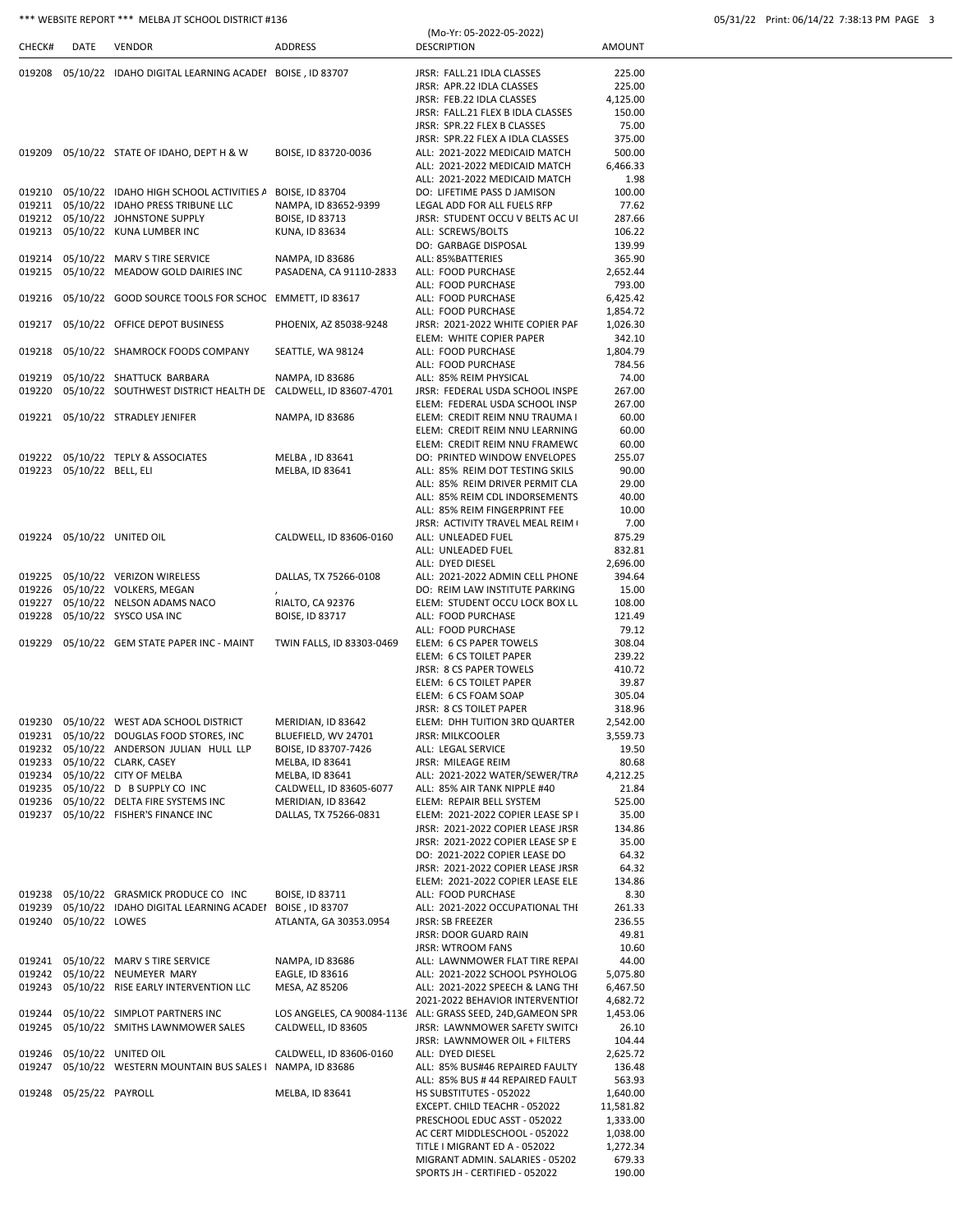*** WEBSITE REPORT *** MELBA JT SCHOOL DISTRICT #136

(Mo-Yr: 05-2022-05-2022)

| CHECK# | DATE | VENDOR | ADDRESS | DESCRIPTION | AMOUNT |
|---|---|---|---|---|---|
| 019208 | 05/10/22 | IDAHO DIGITAL LEARNING ACADEI | BOISE , ID 83707 | JRSR: FALL.21 IDLA CLASSES | 225.00 |
| | | | | JRSR: APR.22 IDLA CLASSES | 225.00 |
| | | | | JRSR: FEB.22 IDLA CLASSES | 4,125.00 |
| | | | | JRSR: FALL.21 FLEX B IDLA CLASSES | 150.00 |
| | | | | JRSR: SPR.22 FLEX B CLASSES | 75.00 |
| | | | | JRSR: SPR.22 FLEX A IDLA CLASSES | 375.00 |
| 019209 | 05/10/22 | STATE OF IDAHO, DEPT H & W | BOISE, ID 83720-0036 | ALL: 2021-2022 MEDICAID MATCH | 500.00 |
| | | | | ALL: 2021-2022 MEDICAID MATCH | 6,466.33 |
| | | | | ALL: 2021-2022 MEDICAID MATCH | 1.98 |
| 019210 | 05/10/22 | IDAHO HIGH SCHOOL ACTIVITIES A | BOISE, ID 83704 | DO: LIFETIME PASS D JAMISON | 100.00 |
| 019211 | 05/10/22 | IDAHO PRESS TRIBUNE LLC | NAMPA, ID 83652-9399 | LEGAL ADD FOR ALL FUELS RFP | 77.62 |
| 019212 | 05/10/22 | JOHNSTONE SUPPLY | BOISE, ID 83713 | JRSR: STUDENT OCCU V BELTS AC UI | 287.66 |
| 019213 | 05/10/22 | KUNA LUMBER INC | KUNA, ID 83634 | ALL: SCREWS/BOLTS | 106.22 |
| | | | | DO: GARBAGE DISPOSAL | 139.99 |
| 019214 | 05/10/22 | MARV S TIRE SERVICE | NAMPA, ID 83686 | ALL: 85%BATTERIES | 365.90 |
| 019215 | 05/10/22 | MEADOW GOLD DAIRIES INC | PASADENA, CA 91110-2833 | ALL: FOOD PURCHASE | 2,652.44 |
| | | | | ALL: FOOD PURCHASE | 793.00 |
| 019216 | 05/10/22 | GOOD SOURCE TOOLS FOR SCHOC | EMMETT, ID 83617 | ALL: FOOD PURCHASE | 6,425.42 |
| | | | | ALL: FOOD PURCHASE | 1,854.72 |
| 019217 | 05/10/22 | OFFICE DEPOT BUSINESS | PHOENIX, AZ 85038-9248 | JRSR: 2021-2022 WHITE COPIER PAF | 1,026.30 |
| | | | | ELEM: WHITE COPIER PAPER | 342.10 |
| 019218 | 05/10/22 | SHAMROCK FOODS COMPANY | SEATTLE, WA 98124 | ALL: FOOD PURCHASE | 1,804.79 |
| | | | | ALL: FOOD PURCHASE | 784.56 |
| 019219 | 05/10/22 | SHATTUCK BARBARA | NAMPA, ID 83686 | ALL: 85% REIM PHYSICAL | 74.00 |
| 019220 | 05/10/22 | SOUTHWEST DISTRICT HEALTH DE | CALDWELL, ID 83607-4701 | JRSR: FEDERAL USDA SCHOOL INSPE | 267.00 |
| | | | | ELEM: FEDERAL USDA SCHOOL INSP | 267.00 |
| 019221 | 05/10/22 | STRADLEY JENIFER | NAMPA, ID 83686 | ELEM: CREDIT REIM NNU TRAUMA I | 60.00 |
| | | | | ELEM: CREDIT REIM NNU LEARNING | 60.00 |
| | | | | ELEM: CREDIT REIM NNU FRAMEWC | 60.00 |
| 019222 | 05/10/22 | TEPLY & ASSOCIATES | MELBA , ID 83641 | DO: PRINTED WINDOW ENVELOPES | 255.07 |
| 019223 | 05/10/22 | BELL, ELI | MELBA, ID 83641 | ALL: 85% REIM DOT TESTING SKILS | 90.00 |
| | | | | ALL: 85% REIM DRIVER PERMIT CLA | 29.00 |
| | | | | ALL: 85% REIM CDL INDORSEMENTS | 40.00 |
| | | | | ALL: 85% REIM FINGERPRINT FEE | 10.00 |
| | | | | JRSR: ACTIVITY TRAVEL MEAL REIM ( | 7.00 |
| 019224 | 05/10/22 | UNITED OIL | CALDWELL, ID 83606-0160 | ALL: UNLEADED FUEL | 875.29 |
| | | | | ALL: UNLEADED FUEL | 832.81 |
| | | | | ALL: DYED DIESEL | 2,696.00 |
| 019225 | 05/10/22 | VERIZON WIRELESS | DALLAS, TX 75266-0108 | ALL: 2021-2022 ADMIN CELL PHONE | 394.64 |
| 019226 | 05/10/22 | VOLKERS, MEGAN | , | DO: REIM LAW INSTITUTE PARKING | 15.00 |
| 019227 | 05/10/22 | NELSON ADAMS NACO | RIALTO, CA 92376 | ELEM: STUDENT OCCU LOCK BOX LU | 108.00 |
| 019228 | 05/10/22 | SYSCO USA INC | BOISE, ID 83717 | ALL: FOOD PURCHASE | 121.49 |
| | | | | ALL: FOOD PURCHASE | 79.12 |
| 019229 | 05/10/22 | GEM STATE PAPER INC - MAINT | TWIN FALLS, ID 83303-0469 | ELEM: 6 CS PAPER TOWELS | 308.04 |
| | | | | ELEM: 6 CS TOILET PAPER | 239.22 |
| | | | | JRSR: 8 CS PAPER TOWELS | 410.72 |
| | | | | ELEM: 6 CS TOILET PAPER | 39.87 |
| | | | | ELEM: 6 CS FOAM SOAP | 305.04 |
| | | | | JRSR: 8 CS TOILET PAPER | 318.96 |
| 019230 | 05/10/22 | WEST ADA SCHOOL DISTRICT | MERIDIAN, ID 83642 | ELEM: DHH TUITION 3RD QUARTER | 2,542.00 |
| 019231 | 05/10/22 | DOUGLAS FOOD STORES, INC | BLUEFIELD, WV 24701 | JRSR: MILKCOOLER | 3,559.73 |
| 019232 | 05/10/22 | ANDERSON JULIAN HULL LLP | BOISE, ID 83707-7426 | ALL: LEGAL SERVICE | 19.50 |
| 019233 | 05/10/22 | CLARK, CASEY | MELBA, ID 83641 | JRSR: MILEAGE REIM | 80.68 |
| 019234 | 05/10/22 | CITY OF MELBA | MELBA, ID 83641 | ALL: 2021-2022 WATER/SEWER/TRA | 4,212.25 |
| 019235 | 05/10/22 | D B SUPPLY CO INC | CALDWELL, ID 83605-6077 | ALL: 85% AIR TANK NIPPLE #40 | 21.84 |
| 019236 | 05/10/22 | DELTA FIRE SYSTEMS INC | MERIDIAN, ID 83642 | ELEM: REPAIR BELL SYSTEM | 525.00 |
| 019237 | 05/10/22 | FISHER'S FINANCE INC | DALLAS, TX 75266-0831 | ELEM: 2021-2022 COPIER LEASE SP I | 35.00 |
| | | | | JRSR: 2021-2022 COPIER LEASE JRSR | 134.86 |
| | | | | JRSR: 2021-2022 COPIER LEASE SP E | 35.00 |
| | | | | DO: 2021-2022 COPIER LEASE DO | 64.32 |
| | | | | JRSR: 2021-2022 COPIER LEASE JRSR | 64.32 |
| | | | | ELEM: 2021-2022 COPIER LEASE ELE | 134.86 |
| 019238 | 05/10/22 | GRASMICK PRODUCE CO INC | BOISE, ID 83711 | ALL: FOOD PURCHASE | 8.30 |
| 019239 | 05/10/22 | IDAHO DIGITAL LEARNING ACADEI | BOISE , ID 83707 | ALL: 2021-2022 OCCUPATIONAL THI | 261.33 |
| 019240 | 05/10/22 | LOWES | ATLANTA, GA 30353.0954 | JRSR: SB FREEZER | 236.55 |
| | | | | JRSR: DOOR GUARD RAIN | 49.81 |
| | | | | JRSR: WTROOM FANS | 10.60 |
| 019241 | 05/10/22 | MARV S TIRE SERVICE | NAMPA, ID 83686 | ALL: LAWNMOWER FLAT TIRE REPAI | 44.00 |
| 019242 | 05/10/22 | NEUMEYER MARY | EAGLE, ID 83616 | ALL: 2021-2022 SCHOOL PSYHOLOG | 5,075.80 |
| 019243 | 05/10/22 | RISE EARLY INTERVENTION LLC | MESA, AZ 85206 | ALL: 2021-2022 SPEECH & LANG THI | 6,467.50 |
| | | | | 2021-2022 BEHAVIOR INTERVENTIOI | 4,682.72 |
| 019244 | 05/10/22 | SIMPLOT PARTNERS INC | LOS ANGELES, CA 90084-1136 | ALL: GRASS SEED, 24D,GAMEON SPR | 1,453.06 |
| 019245 | 05/10/22 | SMITHS LAWNMOWER SALES | CALDWELL, ID 83605 | JRSR: LAWNMOWER SAFETY SWITCI | 26.10 |
| | | | | JRSR: LAWNMOWER OIL + FILTERS | 104.44 |
| 019246 | 05/10/22 | UNITED OIL | CALDWELL, ID 83606-0160 | ALL: DYED DIESEL | 2,625.72 |
| 019247 | 05/10/22 | WESTERN MOUNTAIN BUS SALES I | NAMPA, ID 83686 | ALL: 85% BUS#46 REPAIRED FAULTY | 136.48 |
| | | | | ALL: 85% BUS # 44 REPAIRED FAULT | 563.93 |
| 019248 | 05/25/22 | PAYROLL | MELBA, ID 83641 | HS SUBSTITUTES - 052022 | 1,640.00 |
| | | | | EXCEPT. CHILD TEACHR - 052022 | 11,581.82 |
| | | | | PRESCHOOL EDUC ASST - 052022 | 1,333.00 |
| | | | | AC CERT MIDDLESCHOOL - 052022 | 1,038.00 |
| | | | | TITLE I MIGRANT ED A - 052022 | 1,272.34 |
| | | | | MIGRANT ADMIN. SALARIES - 05202 | 679.33 |
| | | | | SPORTS JH - CERTIFIED - 052022 | 190.00 |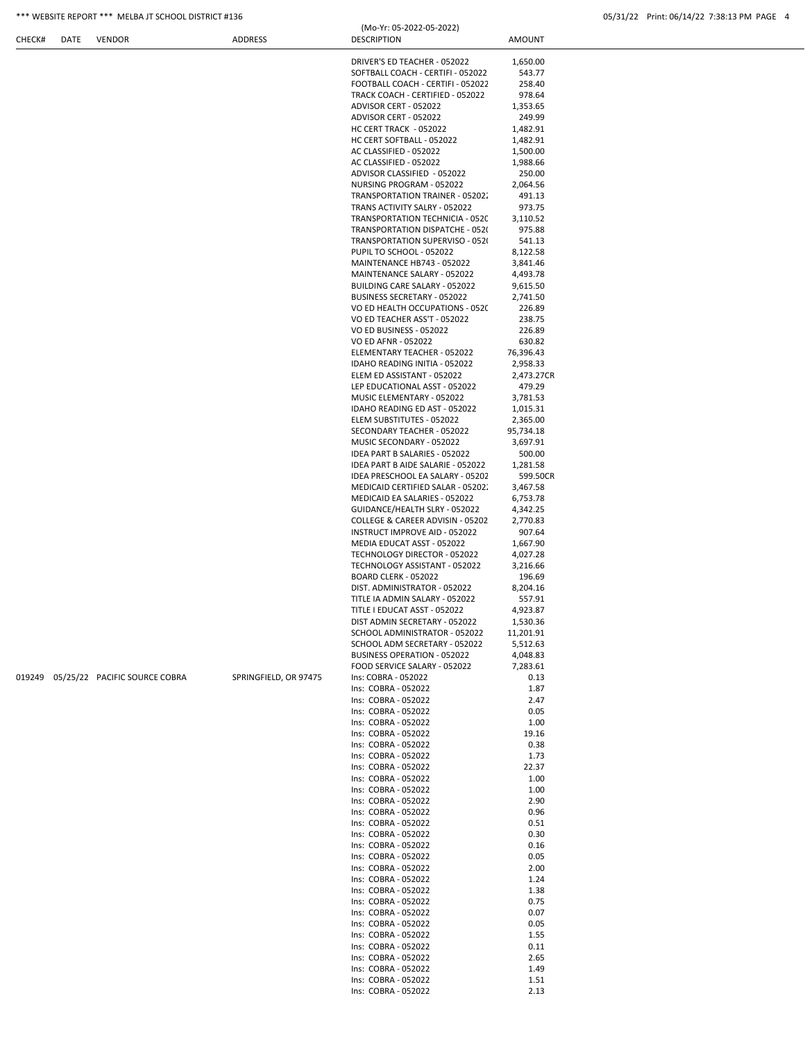\*\*\* WEBSITE REPORT \*\*\* MELBA JT SCHOOL DISTRICT #136

(Mo-Yr: 05-2022-05-2022)

05/31/22 Print: 06/14/22 7:38:13 PM PAGE 4

| CHECK# | DATE | VENDOR | ADDRESS | DESCRIPTION | AMOUNT |
|---|---|---|---|---|---|
| | | | | DRIVER'S ED TEACHER - 052022 | 1,650.00 |
| | | | | SOFTBALL COACH - CERTIFI - 052022 | 543.77 |
| | | | | FOOTBALL COACH - CERTIFI - 052022 | 258.40 |
| | | | | TRACK COACH - CERTIFIED - 052022 | 978.64 |
| | | | | ADVISOR CERT - 052022 | 1,353.65 |
| | | | | ADVISOR CERT - 052022 | 249.99 |
| | | | | HC CERT TRACK - 052022 | 1,482.91 |
| | | | | HC CERT SOFTBALL - 052022 | 1,482.91 |
| | | | | AC CLASSIFIED - 052022 | 1,500.00 |
| | | | | AC CLASSIFIED - 052022 | 1,988.66 |
| | | | | ADVISOR CLASSIFIED - 052022 | 250.00 |
| | | | | NURSING PROGRAM - 052022 | 2,064.56 |
| | | | | TRANSPORTATION TRAINER - 05202. | 491.13 |
| | | | | TRANS ACTIVITY SALRY - 052022 | 973.75 |
| | | | | TRANSPORTATION TECHNICIA - 052( | 3,110.52 |
| | | | | TRANSPORTATION DISPATCHE - 052( | 975.88 |
| | | | | TRANSPORTATION SUPERVISO - 052( | 541.13 |
| | | | | PUPIL TO SCHOOL - 052022 | 8,122.58 |
| | | | | MAINTENANCE HB743 - 052022 | 3,841.46 |
| | | | | MAINTENANCE SALARY - 052022 | 4,493.78 |
| | | | | BUILDING CARE SALARY - 052022 | 9,615.50 |
| | | | | BUSINESS SECRETARY - 052022 | 2,741.50 |
| | | | | VO ED HEALTH OCCUPATIONS - 052( | 226.89 |
| | | | | VO ED TEACHER ASS'T - 052022 | 238.75 |
| | | | | VO ED BUSINESS - 052022 | 226.89 |
| | | | | VO ED AFNR - 052022 | 630.82 |
| | | | | ELEMENTARY TEACHER - 052022 | 76,396.43 |
| | | | | IDAHO READING INITIA - 052022 | 2,958.33 |
| | | | | ELEM ED ASSISTANT - 052022 | 2,473.27CR |
| | | | | LEP EDUCATIONAL ASST - 052022 | 479.29 |
| | | | | MUSIC ELEMENTARY - 052022 | 3,781.53 |
| | | | | IDAHO READING ED AST - 052022 | 1,015.31 |
| | | | | ELEM SUBSTITUTES - 052022 | 2,365.00 |
| | | | | SECONDARY TEACHER - 052022 | 95,734.18 |
| | | | | MUSIC SECONDARY - 052022 | 3,697.91 |
| | | | | IDEA PART B SALARIES - 052022 | 500.00 |
| | | | | IDEA PART B AIDE SALARIE - 052022 | 1,281.58 |
| | | | | IDEA PRESCHOOL EA SALARY - 05202 | 599.50CR |
| | | | | MEDICAID CERTIFIED SALAR - 05202. | 3,467.58 |
| | | | | MEDICAID EA SALARIES - 052022 | 6,753.78 |
| | | | | GUIDANCE/HEALTH SLRY - 052022 | 4,342.25 |
| | | | | COLLEGE & CAREER ADVISIN - 05202 | 2,770.83 |
| | | | | INSTRUCT IMPROVE AID - 052022 | 907.64 |
| | | | | MEDIA EDUCAT ASST - 052022 | 1,667.90 |
| | | | | TECHNOLOGY DIRECTOR - 052022 | 4,027.28 |
| | | | | TECHNOLOGY ASSISTANT - 052022 | 3,216.66 |
| | | | | BOARD CLERK - 052022 | 196.69 |
| | | | | DIST. ADMINISTRATOR - 052022 | 8,204.16 |
| | | | | TITLE IA ADMIN SALARY - 052022 | 557.91 |
| | | | | TITLE I EDUCAT ASST - 052022 | 4,923.87 |
| | | | | DIST ADMIN SECRETARY - 052022 | 1,530.36 |
| | | | | SCHOOL ADMINISTRATOR - 052022 | 11,201.91 |
| | | | | SCHOOL ADM SECRETARY - 052022 | 5,512.63 |
| | | | | BUSINESS OPERATION - 052022 | 4,048.83 |
| | | | | FOOD SERVICE SALARY - 052022 | 7,283.61 |
| 019249 | 05/25/22 | PACIFIC SOURCE COBRA | SPRINGFIELD, OR 97475 | Ins: COBRA - 052022 | 0.13 |
| | | | | Ins: COBRA - 052022 | 1.87 |
| | | | | Ins: COBRA - 052022 | 2.47 |
| | | | | Ins: COBRA - 052022 | 0.05 |
| | | | | Ins: COBRA - 052022 | 1.00 |
| | | | | Ins: COBRA - 052022 | 19.16 |
| | | | | Ins: COBRA - 052022 | 0.38 |
| | | | | Ins: COBRA - 052022 | 1.73 |
| | | | | Ins: COBRA - 052022 | 22.37 |
| | | | | Ins: COBRA - 052022 | 1.00 |
| | | | | Ins: COBRA - 052022 | 1.00 |
| | | | | Ins: COBRA - 052022 | 2.90 |
| | | | | Ins: COBRA - 052022 | 0.96 |
| | | | | Ins: COBRA - 052022 | 0.51 |
| | | | | Ins: COBRA - 052022 | 0.30 |
| | | | | Ins: COBRA - 052022 | 0.16 |
| | | | | Ins: COBRA - 052022 | 0.05 |
| | | | | Ins: COBRA - 052022 | 2.00 |
| | | | | Ins: COBRA - 052022 | 1.24 |
| | | | | Ins: COBRA - 052022 | 1.38 |
| | | | | Ins: COBRA - 052022 | 0.75 |
| | | | | Ins: COBRA - 052022 | 0.07 |
| | | | | Ins: COBRA - 052022 | 0.05 |
| | | | | Ins: COBRA - 052022 | 1.55 |
| | | | | Ins: COBRA - 052022 | 0.11 |
| | | | | Ins: COBRA - 052022 | 2.65 |
| | | | | Ins: COBRA - 052022 | 1.49 |
| | | | | Ins: COBRA - 052022 | 1.51 |
| | | | | Ins: COBRA - 052022 | 2.13 |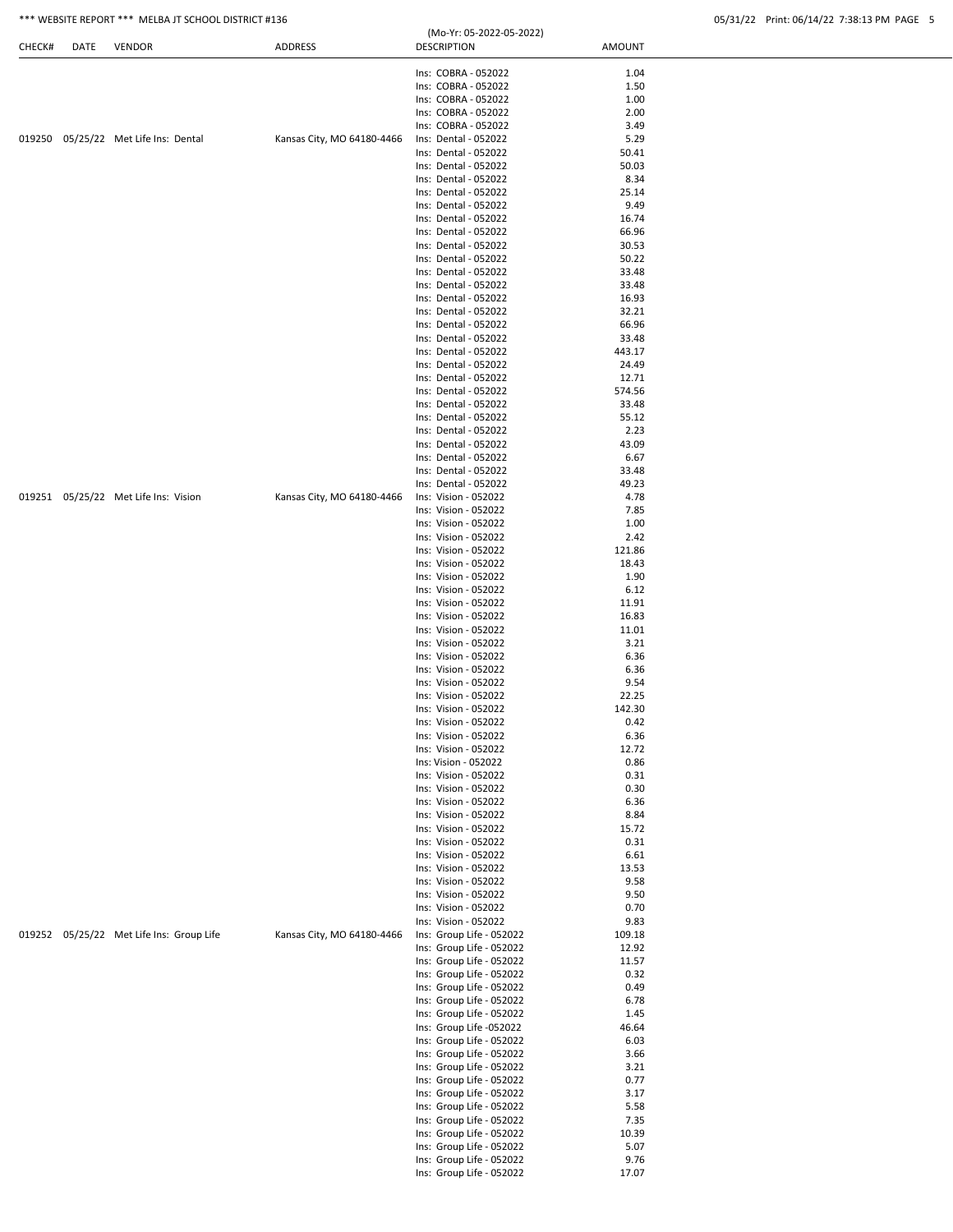*** WEBSITE REPORT *** MELBA JT SCHOOL DISTRICT #136

(Mo-Yr: 05-2022-05-2022)

| CHECK# | DATE | VENDOR | ADDRESS | DESCRIPTION | AMOUNT |
|---|---|---|---|---|---|
| | | | | Ins: COBRA - 052022 | 1.04 |
| | | | | Ins: COBRA - 052022 | 1.50 |
| | | | | Ins: COBRA - 052022 | 1.00 |
| | | | | Ins: COBRA - 052022 | 2.00 |
| | | | | Ins: COBRA - 052022 | 3.49 |
| 019250 | 05/25/22 | Met Life Ins: Dental | Kansas City, MO 64180-4466 | Ins: Dental - 052022 | 5.29 |
| | | | | Ins: Dental - 052022 | 50.41 |
| | | | | Ins: Dental - 052022 | 50.03 |
| | | | | Ins: Dental - 052022 | 8.34 |
| | | | | Ins: Dental - 052022 | 25.14 |
| | | | | Ins: Dental - 052022 | 9.49 |
| | | | | Ins: Dental - 052022 | 16.74 |
| | | | | Ins: Dental - 052022 | 66.96 |
| | | | | Ins: Dental - 052022 | 30.53 |
| | | | | Ins: Dental - 052022 | 50.22 |
| | | | | Ins: Dental - 052022 | 33.48 |
| | | | | Ins: Dental - 052022 | 33.48 |
| | | | | Ins: Dental - 052022 | 16.93 |
| | | | | Ins: Dental - 052022 | 32.21 |
| | | | | Ins: Dental - 052022 | 66.96 |
| | | | | Ins: Dental - 052022 | 33.48 |
| | | | | Ins: Dental - 052022 | 443.17 |
| | | | | Ins: Dental - 052022 | 24.49 |
| | | | | Ins: Dental - 052022 | 12.71 |
| | | | | Ins: Dental - 052022 | 574.56 |
| | | | | Ins: Dental - 052022 | 33.48 |
| | | | | Ins: Dental - 052022 | 55.12 |
| | | | | Ins: Dental - 052022 | 2.23 |
| | | | | Ins: Dental - 052022 | 43.09 |
| | | | | Ins: Dental - 052022 | 6.67 |
| | | | | Ins: Dental - 052022 | 33.48 |
| | | | | Ins: Dental - 052022 | 49.23 |
| 019251 | 05/25/22 | Met Life Ins: Vision | Kansas City, MO 64180-4466 | Ins: Vision - 052022 | 4.78 |
| | | | | Ins: Vision - 052022 | 7.85 |
| | | | | Ins: Vision - 052022 | 1.00 |
| | | | | Ins: Vision - 052022 | 2.42 |
| | | | | Ins: Vision - 052022 | 121.86 |
| | | | | Ins: Vision - 052022 | 18.43 |
| | | | | Ins: Vision - 052022 | 1.90 |
| | | | | Ins: Vision - 052022 | 6.12 |
| | | | | Ins: Vision - 052022 | 11.91 |
| | | | | Ins: Vision - 052022 | 16.83 |
| | | | | Ins: Vision - 052022 | 11.01 |
| | | | | Ins: Vision - 052022 | 3.21 |
| | | | | Ins: Vision - 052022 | 6.36 |
| | | | | Ins: Vision - 052022 | 6.36 |
| | | | | Ins: Vision - 052022 | 9.54 |
| | | | | Ins: Vision - 052022 | 22.25 |
| | | | | Ins: Vision - 052022 | 142.30 |
| | | | | Ins: Vision - 052022 | 0.42 |
| | | | | Ins: Vision - 052022 | 6.36 |
| | | | | Ins: Vision - 052022 | 12.72 |
| | | | | Ins: Vision - 052022 | 0.86 |
| | | | | Ins: Vision - 052022 | 0.31 |
| | | | | Ins: Vision - 052022 | 0.30 |
| | | | | Ins: Vision - 052022 | 6.36 |
| | | | | Ins: Vision - 052022 | 8.84 |
| | | | | Ins: Vision - 052022 | 15.72 |
| | | | | Ins: Vision - 052022 | 0.31 |
| | | | | Ins: Vision - 052022 | 6.61 |
| | | | | Ins: Vision - 052022 | 13.53 |
| | | | | Ins: Vision - 052022 | 9.58 |
| | | | | Ins: Vision - 052022 | 9.50 |
| | | | | Ins: Vision - 052022 | 0.70 |
| | | | | Ins: Vision - 052022 | 9.83 |
| 019252 | 05/25/22 | Met Life Ins: Group Life | Kansas City, MO 64180-4466 | Ins: Group Life - 052022 | 109.18 |
| | | | | Ins: Group Life - 052022 | 12.92 |
| | | | | Ins: Group Life - 052022 | 11.57 |
| | | | | Ins: Group Life - 052022 | 0.32 |
| | | | | Ins: Group Life - 052022 | 0.49 |
| | | | | Ins: Group Life - 052022 | 6.78 |
| | | | | Ins: Group Life - 052022 | 1.45 |
| | | | | Ins: Group Life -052022 | 46.64 |
| | | | | Ins: Group Life - 052022 | 6.03 |
| | | | | Ins: Group Life - 052022 | 3.66 |
| | | | | Ins: Group Life - 052022 | 3.21 |
| | | | | Ins: Group Life - 052022 | 0.77 |
| | | | | Ins: Group Life - 052022 | 3.17 |
| | | | | Ins: Group Life - 052022 | 5.58 |
| | | | | Ins: Group Life - 052022 | 7.35 |
| | | | | Ins: Group Life - 052022 | 10.39 |
| | | | | Ins: Group Life - 052022 | 5.07 |
| | | | | Ins: Group Life - 052022 | 9.76 |
| | | | | Ins: Group Life - 052022 | 17.07 |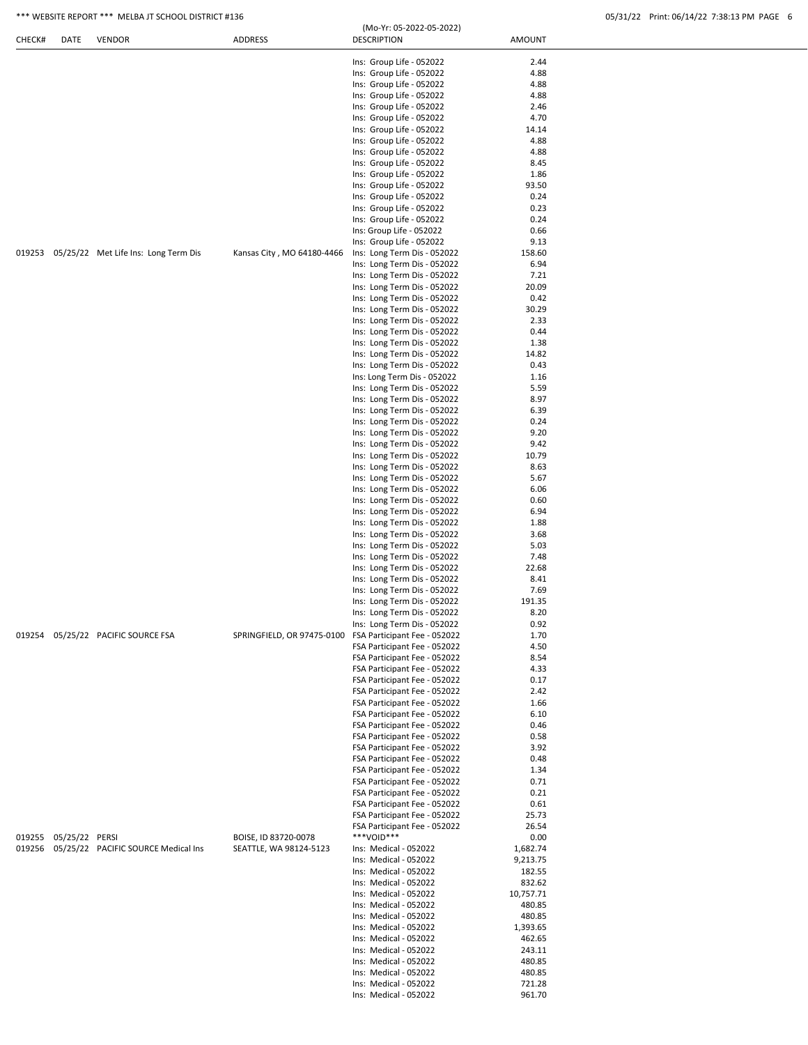| CHECK# | DATE | VENDOR | ADDRESS | DESCRIPTION | AMOUNT |
|---|---|---|---|---|---|
| | | | | Ins: Group Life - 052022 | 2.44 |
| | | | | Ins: Group Life - 052022 | 4.88 |
| | | | | Ins: Group Life - 052022 | 4.88 |
| | | | | Ins: Group Life - 052022 | 4.88 |
| | | | | Ins: Group Life - 052022 | 2.46 |
| | | | | Ins: Group Life - 052022 | 4.70 |
| | | | | Ins: Group Life - 052022 | 14.14 |
| | | | | Ins: Group Life - 052022 | 4.88 |
| | | | | Ins: Group Life - 052022 | 4.88 |
| | | | | Ins: Group Life - 052022 | 8.45 |
| | | | | Ins: Group Life - 052022 | 1.86 |
| | | | | Ins: Group Life - 052022 | 93.50 |
| | | | | Ins: Group Life - 052022 | 0.24 |
| | | | | Ins: Group Life - 052022 | 0.23 |
| | | | | Ins: Group Life - 052022 | 0.24 |
| | | | | Ins: Group Life - 052022 | 0.66 |
| | | | | Ins: Group Life - 052022 | 9.13 |
| 019253 | 05/25/22 | Met Life Ins: Long Term Dis | Kansas City , MO 64180-4466 | Ins: Long Term Dis - 052022 | 158.60 |
| | | | | Ins: Long Term Dis - 052022 | 6.94 |
| | | | | Ins: Long Term Dis - 052022 | 7.21 |
| | | | | Ins: Long Term Dis - 052022 | 20.09 |
| | | | | Ins: Long Term Dis - 052022 | 0.42 |
| | | | | Ins: Long Term Dis - 052022 | 30.29 |
| | | | | Ins: Long Term Dis - 052022 | 2.33 |
| | | | | Ins: Long Term Dis - 052022 | 0.44 |
| | | | | Ins: Long Term Dis - 052022 | 1.38 |
| | | | | Ins: Long Term Dis - 052022 | 14.82 |
| | | | | Ins: Long Term Dis - 052022 | 0.43 |
| | | | | Ins: Long Term Dis - 052022 | 1.16 |
| | | | | Ins: Long Term Dis - 052022 | 5.59 |
| | | | | Ins: Long Term Dis - 052022 | 8.97 |
| | | | | Ins: Long Term Dis - 052022 | 6.39 |
| | | | | Ins: Long Term Dis - 052022 | 0.24 |
| | | | | Ins: Long Term Dis - 052022 | 9.20 |
| | | | | Ins: Long Term Dis - 052022 | 9.42 |
| | | | | Ins: Long Term Dis - 052022 | 10.79 |
| | | | | Ins: Long Term Dis - 052022 | 8.63 |
| | | | | Ins: Long Term Dis - 052022 | 5.67 |
| | | | | Ins: Long Term Dis - 052022 | 6.06 |
| | | | | Ins: Long Term Dis - 052022 | 0.60 |
| | | | | Ins: Long Term Dis - 052022 | 6.94 |
| | | | | Ins: Long Term Dis - 052022 | 1.88 |
| | | | | Ins: Long Term Dis - 052022 | 3.68 |
| | | | | Ins: Long Term Dis - 052022 | 5.03 |
| | | | | Ins: Long Term Dis - 052022 | 7.48 |
| | | | | Ins: Long Term Dis - 052022 | 22.68 |
| | | | | Ins: Long Term Dis - 052022 | 8.41 |
| | | | | Ins: Long Term Dis - 052022 | 7.69 |
| | | | | Ins: Long Term Dis - 052022 | 191.35 |
| | | | | Ins: Long Term Dis - 052022 | 8.20 |
| | | | | Ins: Long Term Dis - 052022 | 0.92 |
| 019254 | 05/25/22 | PACIFIC SOURCE FSA | SPRINGFIELD, OR 97475-0100 | FSA Participant Fee - 052022 | 1.70 |
| | | | | FSA Participant Fee - 052022 | 4.50 |
| | | | | FSA Participant Fee - 052022 | 8.54 |
| | | | | FSA Participant Fee - 052022 | 4.33 |
| | | | | FSA Participant Fee - 052022 | 0.17 |
| | | | | FSA Participant Fee - 052022 | 2.42 |
| | | | | FSA Participant Fee - 052022 | 1.66 |
| | | | | FSA Participant Fee - 052022 | 6.10 |
| | | | | FSA Participant Fee - 052022 | 0.46 |
| | | | | FSA Participant Fee - 052022 | 0.58 |
| | | | | FSA Participant Fee - 052022 | 3.92 |
| | | | | FSA Participant Fee - 052022 | 0.48 |
| | | | | FSA Participant Fee - 052022 | 1.34 |
| | | | | FSA Participant Fee - 052022 | 0.71 |
| | | | | FSA Participant Fee - 052022 | 0.21 |
| | | | | FSA Participant Fee - 052022 | 0.61 |
| | | | | FSA Participant Fee - 052022 | 25.73 |
| | | | | FSA Participant Fee - 052022 | 26.54 |
| 019255 | 05/25/22 | PERSI | BOISE, ID 83720-0078 | ***VOID*** | 0.00 |
| 019256 | 05/25/22 | PACIFIC SOURCE Medical Ins | SEATTLE, WA 98124-5123 | Ins: Medical - 052022 | 1,682.74 |
| | | | | Ins: Medical - 052022 | 9,213.75 |
| | | | | Ins: Medical - 052022 | 182.55 |
| | | | | Ins: Medical - 052022 | 832.62 |
| | | | | Ins: Medical - 052022 | 10,757.71 |
| | | | | Ins: Medical - 052022 | 480.85 |
| | | | | Ins: Medical - 052022 | 480.85 |
| | | | | Ins: Medical - 052022 | 1,393.65 |
| | | | | Ins: Medical - 052022 | 462.65 |
| | | | | Ins: Medical - 052022 | 243.11 |
| | | | | Ins: Medical - 052022 | 480.85 |
| | | | | Ins: Medical - 052022 | 480.85 |
| | | | | Ins: Medical - 052022 | 721.28 |
| | | | | Ins: Medical - 052022 | 961.70 |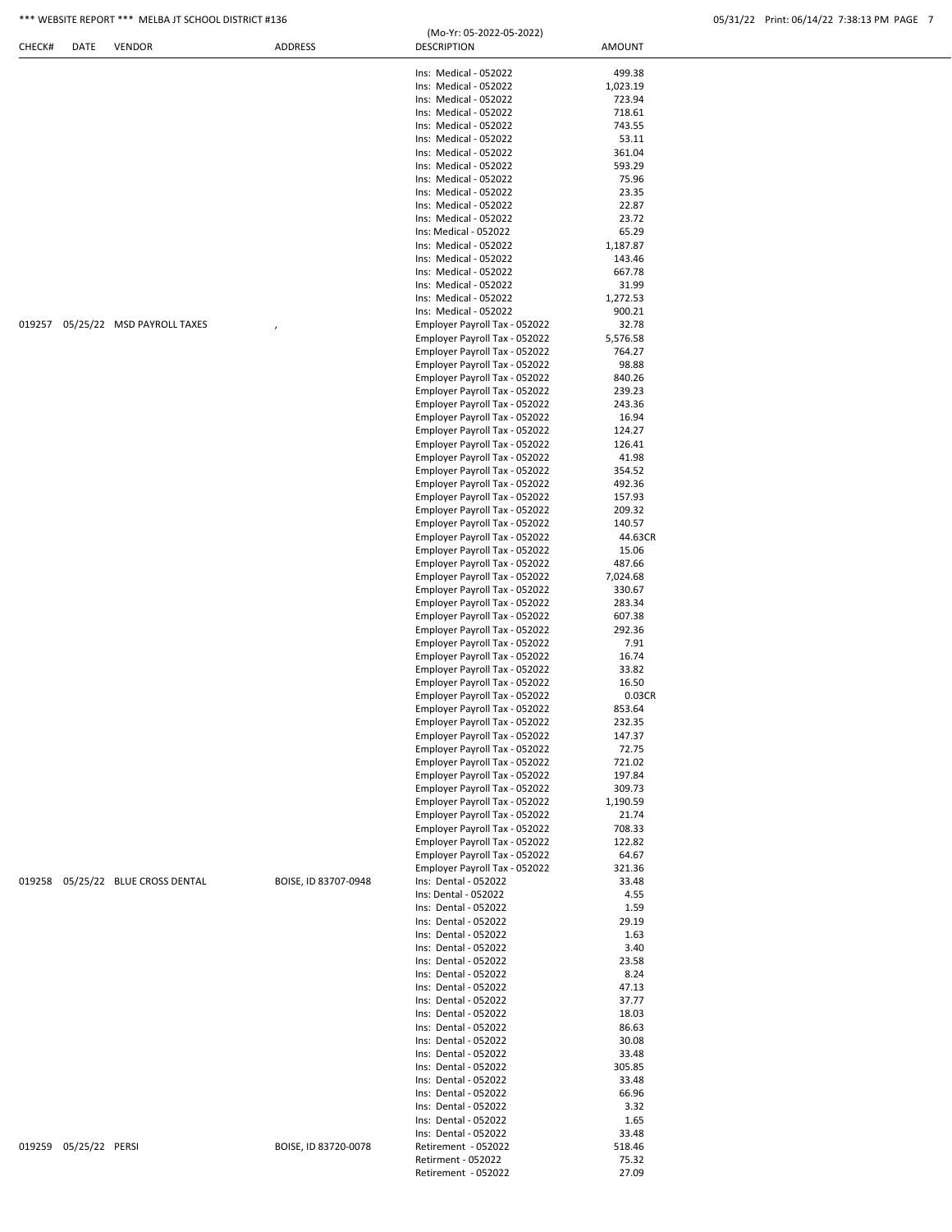| CHECK# | DATE | VENDOR | ADDRESS | DESCRIPTION | AMOUNT |
|---|---|---|---|---|---|
| | | | | Ins: Medical - 052022 | 499.38 |
| | | | | Ins: Medical - 052022 | 1,023.19 |
| | | | | Ins: Medical - 052022 | 723.94 |
| | | | | Ins: Medical - 052022 | 718.61 |
| | | | | Ins: Medical - 052022 | 743.55 |
| | | | | Ins: Medical - 052022 | 53.11 |
| | | | | Ins: Medical - 052022 | 361.04 |
| | | | | Ins: Medical - 052022 | 593.29 |
| | | | | Ins: Medical - 052022 | 75.96 |
| | | | | Ins: Medical - 052022 | 23.35 |
| | | | | Ins: Medical - 052022 | 22.87 |
| | | | | Ins: Medical - 052022 | 23.72 |
| | | | | Ins: Medical - 052022 | 65.29 |
| | | | | Ins: Medical - 052022 | 1,187.87 |
| | | | | Ins: Medical - 052022 | 143.46 |
| | | | | Ins: Medical - 052022 | 667.78 |
| | | | | Ins: Medical - 052022 | 31.99 |
| | | | | Ins: Medical - 052022 | 1,272.53 |
| | | | | Ins: Medical - 052022 | 900.21 |
| 019257 | 05/25/22 | MSD PAYROLL TAXES | , | Employer Payroll Tax - 052022 | 32.78 |
| | | | | Employer Payroll Tax - 052022 | 5,576.58 |
| | | | | Employer Payroll Tax - 052022 | 764.27 |
| | | | | Employer Payroll Tax - 052022 | 98.88 |
| | | | | Employer Payroll Tax - 052022 | 840.26 |
| | | | | Employer Payroll Tax - 052022 | 239.23 |
| | | | | Employer Payroll Tax - 052022 | 243.36 |
| | | | | Employer Payroll Tax - 052022 | 16.94 |
| | | | | Employer Payroll Tax - 052022 | 124.27 |
| | | | | Employer Payroll Tax - 052022 | 126.41 |
| | | | | Employer Payroll Tax - 052022 | 41.98 |
| | | | | Employer Payroll Tax - 052022 | 354.52 |
| | | | | Employer Payroll Tax - 052022 | 492.36 |
| | | | | Employer Payroll Tax - 052022 | 157.93 |
| | | | | Employer Payroll Tax - 052022 | 209.32 |
| | | | | Employer Payroll Tax - 052022 | 140.57 |
| | | | | Employer Payroll Tax - 052022 | 44.63CR |
| | | | | Employer Payroll Tax - 052022 | 15.06 |
| | | | | Employer Payroll Tax - 052022 | 487.66 |
| | | | | Employer Payroll Tax - 052022 | 7,024.68 |
| | | | | Employer Payroll Tax - 052022 | 330.67 |
| | | | | Employer Payroll Tax - 052022 | 283.34 |
| | | | | Employer Payroll Tax - 052022 | 607.38 |
| | | | | Employer Payroll Tax - 052022 | 292.36 |
| | | | | Employer Payroll Tax - 052022 | 7.91 |
| | | | | Employer Payroll Tax - 052022 | 16.74 |
| | | | | Employer Payroll Tax - 052022 | 33.82 |
| | | | | Employer Payroll Tax - 052022 | 16.50 |
| | | | | Employer Payroll Tax - 052022 | 0.03CR |
| | | | | Employer Payroll Tax - 052022 | 853.64 |
| | | | | Employer Payroll Tax - 052022 | 232.35 |
| | | | | Employer Payroll Tax - 052022 | 147.37 |
| | | | | Employer Payroll Tax - 052022 | 72.75 |
| | | | | Employer Payroll Tax - 052022 | 721.02 |
| | | | | Employer Payroll Tax - 052022 | 197.84 |
| | | | | Employer Payroll Tax - 052022 | 309.73 |
| | | | | Employer Payroll Tax - 052022 | 1,190.59 |
| | | | | Employer Payroll Tax - 052022 | 21.74 |
| | | | | Employer Payroll Tax - 052022 | 708.33 |
| | | | | Employer Payroll Tax - 052022 | 122.82 |
| | | | | Employer Payroll Tax - 052022 | 64.67 |
| | | | | Employer Payroll Tax - 052022 | 321.36 |
| 019258 | 05/25/22 | BLUE CROSS DENTAL | BOISE, ID 83707-0948 | Ins: Dental - 052022 | 33.48 |
| | | | | Ins: Dental - 052022 | 4.55 |
| | | | | Ins: Dental - 052022 | 1.59 |
| | | | | Ins: Dental - 052022 | 29.19 |
| | | | | Ins: Dental - 052022 | 1.63 |
| | | | | Ins: Dental - 052022 | 3.40 |
| | | | | Ins: Dental - 052022 | 23.58 |
| | | | | Ins: Dental - 052022 | 8.24 |
| | | | | Ins: Dental - 052022 | 47.13 |
| | | | | Ins: Dental - 052022 | 37.77 |
| | | | | Ins: Dental - 052022 | 18.03 |
| | | | | Ins: Dental - 052022 | 86.63 |
| | | | | Ins: Dental - 052022 | 30.08 |
| | | | | Ins: Dental - 052022 | 33.48 |
| | | | | Ins: Dental - 052022 | 305.85 |
| | | | | Ins: Dental - 052022 | 33.48 |
| | | | | Ins: Dental - 052022 | 66.96 |
| | | | | Ins: Dental - 052022 | 3.32 |
| | | | | Ins: Dental - 052022 | 1.65 |
| | | | | Ins: Dental - 052022 | 33.48 |
| 019259 | 05/25/22 | PERSI | BOISE, ID 83720-0078 | Retirement - 052022 | 518.46 |
| | | | | Retirment - 052022 | 75.32 |
| | | | | Retirement - 052022 | 27.09 |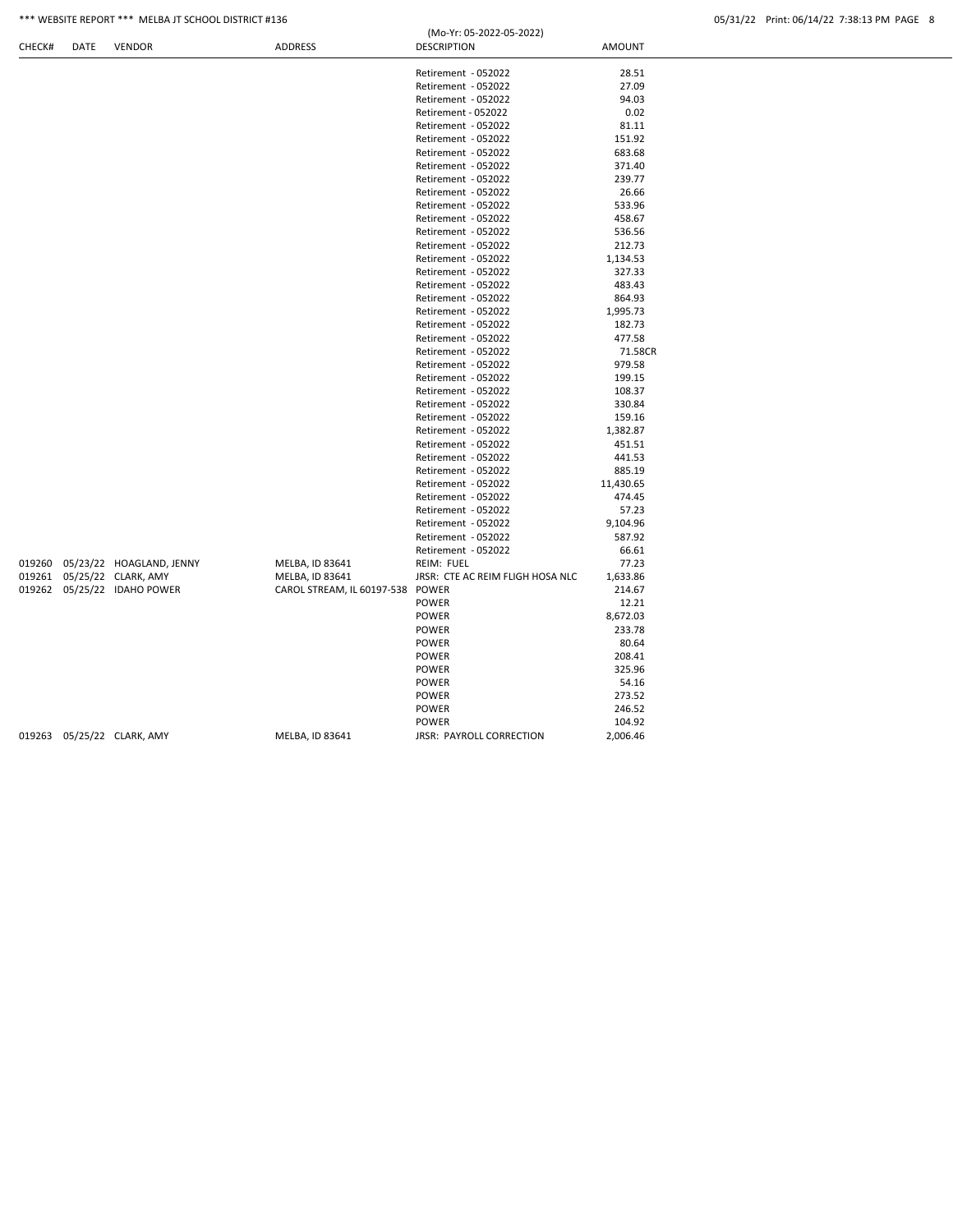| CHECK# | DATE | VENDOR | ADDRESS | DESCRIPTION | AMOUNT |
|---|---|---|---|---|---|
| | | | | Retirement - 052022 | 28.51 |
| | | | | Retirement - 052022 | 27.09 |
| | | | | Retirement - 052022 | 94.03 |
| | | | | Retirement - 052022 | 0.02 |
| | | | | Retirement - 052022 | 81.11 |
| | | | | Retirement - 052022 | 151.92 |
| | | | | Retirement - 052022 | 683.68 |
| | | | | Retirement - 052022 | 371.40 |
| | | | | Retirement - 052022 | 239.77 |
| | | | | Retirement - 052022 | 26.66 |
| | | | | Retirement - 052022 | 533.96 |
| | | | | Retirement - 052022 | 458.67 |
| | | | | Retirement - 052022 | 536.56 |
| | | | | Retirement - 052022 | 212.73 |
| | | | | Retirement - 052022 | 1,134.53 |
| | | | | Retirement - 052022 | 327.33 |
| | | | | Retirement - 052022 | 483.43 |
| | | | | Retirement - 052022 | 864.93 |
| | | | | Retirement - 052022 | 1,995.73 |
| | | | | Retirement - 052022 | 182.73 |
| | | | | Retirement - 052022 | 477.58 |
| | | | | Retirement - 052022 | 71.58CR |
| | | | | Retirement - 052022 | 979.58 |
| | | | | Retirement - 052022 | 199.15 |
| | | | | Retirement - 052022 | 108.37 |
| | | | | Retirement - 052022 | 330.84 |
| | | | | Retirement - 052022 | 159.16 |
| | | | | Retirement - 052022 | 1,382.87 |
| | | | | Retirement - 052022 | 451.51 |
| | | | | Retirement - 052022 | 441.53 |
| | | | | Retirement - 052022 | 885.19 |
| | | | | Retirement - 052022 | 11,430.65 |
| | | | | Retirement - 052022 | 474.45 |
| | | | | Retirement - 052022 | 57.23 |
| | | | | Retirement - 052022 | 9,104.96 |
| | | | | Retirement - 052022 | 587.92 |
| | | | | Retirement - 052022 | 66.61 |
| 019260 | 05/23/22 | HOAGLAND, JENNY | MELBA, ID 83641 | REIM: FUEL | 77.23 |
| 019261 | 05/25/22 | CLARK, AMY | MELBA, ID 83641 | JRSR: CTE AC REIM FLIGH HOSA NLC | 1,633.86 |
| 019262 | 05/25/22 | IDAHO POWER | CAROL STREAM, IL 60197-538 | POWER | 214.67 |
| | | | | POWER | 12.21 |
| | | | | POWER | 8,672.03 |
| | | | | POWER | 233.78 |
| | | | | POWER | 80.64 |
| | | | | POWER | 208.41 |
| | | | | POWER | 325.96 |
| | | | | POWER | 54.16 |
| | | | | POWER | 273.52 |
| | | | | POWER | 246.52 |
| | | | | POWER | 104.92 |
| 019263 | 05/25/22 | CLARK, AMY | MELBA, ID 83641 | JRSR: PAYROLL CORRECTION | 2,006.46 |